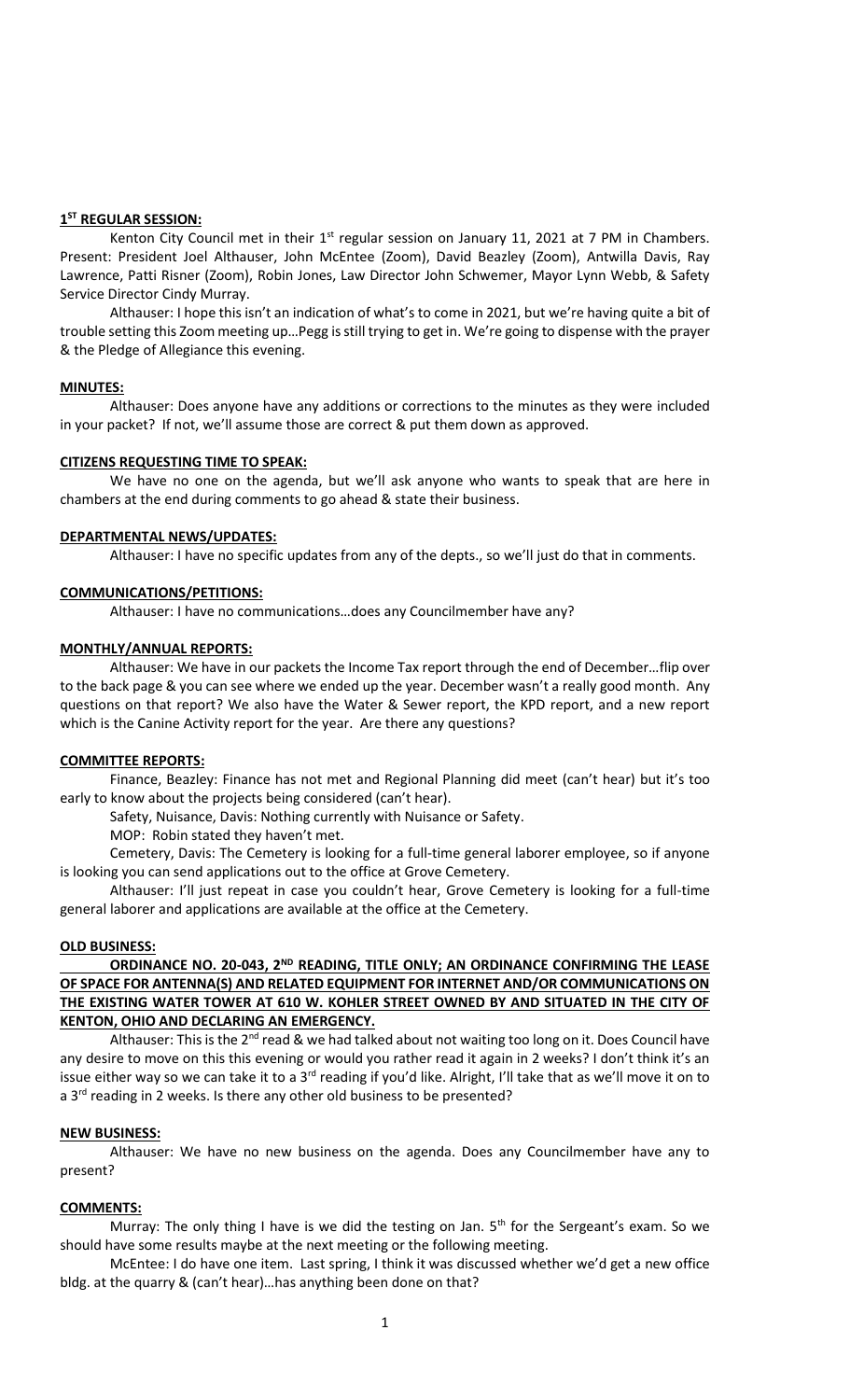## 1ST REGULAR SESSION:

Kenton City Council met in their 1st regular session on January 11, 2021 at 7 PM in Chambers. Present: President Joel Althauser, John McEntee (Zoom), David Beazley (Zoom), Antwilla Davis, Ray Lawrence, Patti Risner (Zoom), Robin Jones, Law Director John Schwemer, Mayor Lynn Webb, & Safety Service Director Cindy Murray.

Althauser: I hope this isn't an indication of what's to come in 2021, but we're having quite a bit of trouble setting this Zoom meeting up…Pegg is still trying to get in. We're going to dispense with the prayer & the Pledge of Allegiance this evening.

## MINUTES:

Althauser: Does anyone have any additions or corrections to the minutes as they were included in your packet? If not, we'll assume those are correct & put them down as approved.

## CITIZENS REQUESTING TIME TO SPEAK:

We have no one on the agenda, but we'll ask anyone who wants to speak that are here in chambers at the end during comments to go ahead & state their business.

## DEPARTMENTAL NEWS/UPDATES:

Althauser: I have no specific updates from any of the depts., so we'll just do that in comments.

## COMMUNICATIONS/PETITIONS:

Althauser: I have no communications…does any Councilmember have any?

## MONTHLY/ANNUAL REPORTS:

Althauser: We have in our packets the Income Tax report through the end of December…flip over to the back page & you can see where we ended up the year. December wasn't a really good month. Any questions on that report? We also have the Water & Sewer report, the KPD report, and a new report which is the Canine Activity report for the year. Are there any questions?

## COMMITTEE REPORTS:

Finance, Beazley: Finance has not met and Regional Planning did meet (can't hear) but it's too early to know about the projects being considered (can't hear).

Safety, Nuisance, Davis: Nothing currently with Nuisance or Safety.

MOP: Robin stated they haven't met.

Cemetery, Davis: The Cemetery is looking for a full-time general laborer employee, so if anyone is looking you can send applications out to the office at Grove Cemetery.

Althauser: I'll just repeat in case you couldn't hear, Grove Cemetery is looking for a full-time general laborer and applications are available at the office at the Cemetery.

## OLD BUSINESS:

**ORDINANCE NO. 20-043, 2ND READING, TITLE ONLY; AN ORDINANCE CONFIRMING THE LEASE OF SPACE FOR ANTENNA(S) AND RELATED EQUIPMENT FOR INTERNET AND/OR COMMUNICATIONS ON THE EXISTING WATER TOWER AT 610 W. KOHLER STREET OWNED BY AND SITUATED IN THE CITY OF KENTON, OHIO AND DECLARING AN EMERGENCY.**

Althauser: This is the 2nd read & we had talked about not waiting too long on it. Does Council have any desire to move on this this evening or would you rather read it again in 2 weeks? I don't think it's an issue either way so we can take it to a 3rd reading if you'd like. Alright, I'll take that as we'll move it on to a 3rd reading in 2 weeks. Is there any other old business to be presented?

## NEW BUSINESS:

Althauser: We have no new business on the agenda. Does any Councilmember have any to present?

## COMMENTS:

Murray: The only thing I have is we did the testing on Jan. 5th for the Sergeant's exam. So we should have some results maybe at the next meeting or the following meeting.

McEntee: I do have one item. Last spring, I think it was discussed whether we'd get a new office bldg. at the quarry & (can't hear)…has anything been done on that?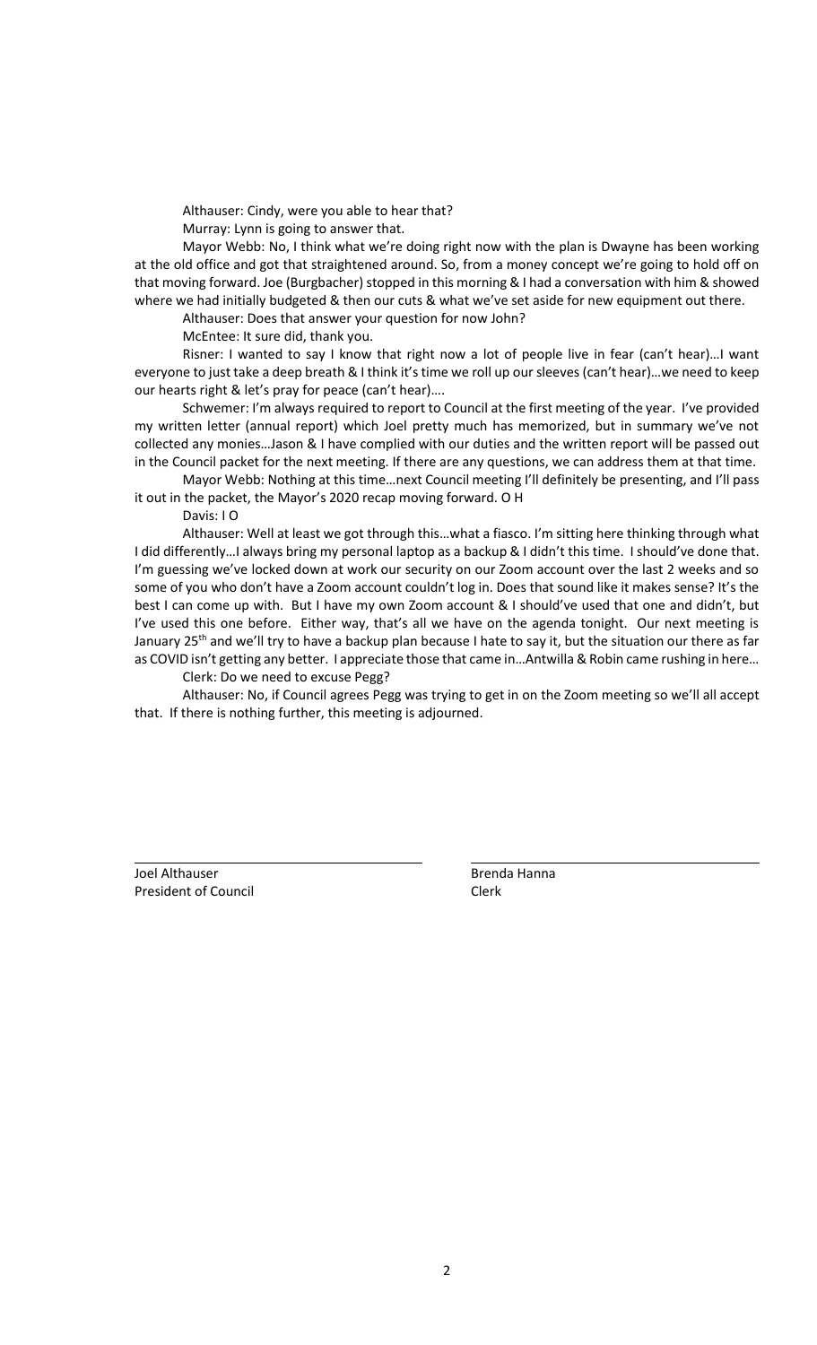Althauser: Cindy, were you able to hear that?

Murray: Lynn is going to answer that.

Mayor Webb: No, I think what we're doing right now with the plan is Dwayne has been working at the old office and got that straightened around. So, from a money concept we're going to hold off on that moving forward. Joe (Burgbacher) stopped in this morning & I had a conversation with him & showed where we had initially budgeted & then our cuts & what we've set aside for new equipment out there.

Althauser: Does that answer your question for now John?

McEntee: It sure did, thank you.

Risner: I wanted to say I know that right now a lot of people live in fear (can't hear)…I want everyone to just take a deep breath & I think it's time we roll up our sleeves (can't hear)…we need to keep our hearts right & let's pray for peace (can't hear)….

Schwemer: I'm always required to report to Council at the first meeting of the year. I've provided my written letter (annual report) which Joel pretty much has memorized, but in summary we've not collected any monies…Jason & I have complied with our duties and the written report will be passed out in the Council packet for the next meeting. If there are any questions, we can address them at that time.

Mayor Webb: Nothing at this time…next Council meeting I'll definitely be presenting, and I'll pass it out in the packet, the Mayor's 2020 recap moving forward. O H

Davis: I O

Althauser: Well at least we got through this…what a fiasco. I'm sitting here thinking through what I did differently…I always bring my personal laptop as a backup & I didn't this time. I should've done that. I'm guessing we've locked down at work our security on our Zoom account over the last 2 weeks and so some of you who don't have a Zoom account couldn't log in. Does that sound like it makes sense? It's the best I can come up with. But I have my own Zoom account & I should've used that one and didn't, but I've used this one before. Either way, that's all we have on the agenda tonight. Our next meeting is January 25th and we'll try to have a backup plan because I hate to say it, but the situation our there as far as COVID isn't getting any better. I appreciate those that came in…Antwilla & Robin came rushing in here…

Clerk: Do we need to excuse Pegg?

Althauser: No, if Council agrees Pegg was trying to get in on the Zoom meeting so we'll all accept that. If there is nothing further, this meeting is adjourned.

Joel Althauser
President of Council

Brenda Hanna
Clerk